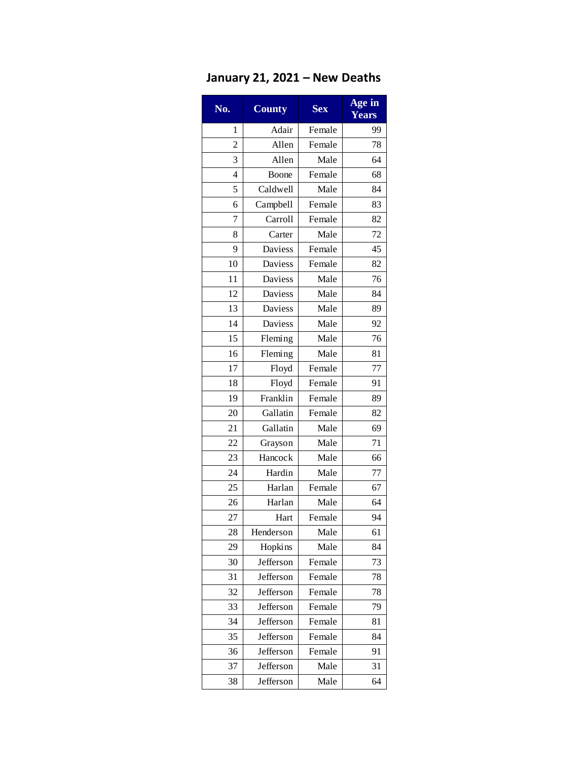# January 21, 2021 – New Deaths

| No. | County | Sex | Age in Years |
|---|---|---|---|
| 1 | Adair | Female | 99 |
| 2 | Allen | Female | 78 |
| 3 | Allen | Male | 64 |
| 4 | Boone | Female | 68 |
| 5 | Caldwell | Male | 84 |
| 6 | Campbell | Female | 83 |
| 7 | Carroll | Female | 82 |
| 8 | Carter | Male | 72 |
| 9 | Daviess | Female | 45 |
| 10 | Daviess | Female | 82 |
| 11 | Daviess | Male | 76 |
| 12 | Daviess | Male | 84 |
| 13 | Daviess | Male | 89 |
| 14 | Daviess | Male | 92 |
| 15 | Fleming | Male | 76 |
| 16 | Fleming | Male | 81 |
| 17 | Floyd | Female | 77 |
| 18 | Floyd | Female | 91 |
| 19 | Franklin | Female | 89 |
| 20 | Gallatin | Female | 82 |
| 21 | Gallatin | Male | 69 |
| 22 | Grayson | Male | 71 |
| 23 | Hancock | Male | 66 |
| 24 | Hardin | Male | 77 |
| 25 | Harlan | Female | 67 |
| 26 | Harlan | Male | 64 |
| 27 | Hart | Female | 94 |
| 28 | Henderson | Male | 61 |
| 29 | Hopkins | Male | 84 |
| 30 | Jefferson | Female | 73 |
| 31 | Jefferson | Female | 78 |
| 32 | Jefferson | Female | 78 |
| 33 | Jefferson | Female | 79 |
| 34 | Jefferson | Female | 81 |
| 35 | Jefferson | Female | 84 |
| 36 | Jefferson | Female | 91 |
| 37 | Jefferson | Male | 31 |
| 38 | Jefferson | Male | 64 |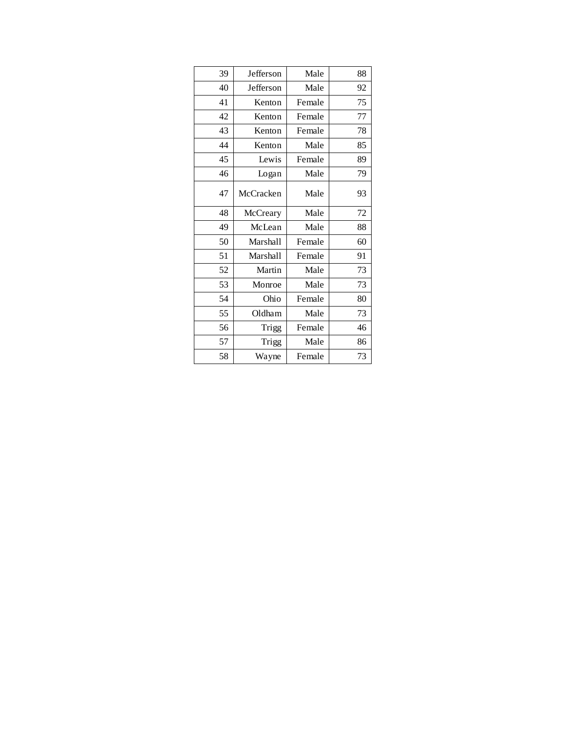| | | | |
|---|---|---|---|
| 39 | Jefferson | Male | 88 |
| 40 | Jefferson | Male | 92 |
| 41 | Kenton | Female | 75 |
| 42 | Kenton | Female | 77 |
| 43 | Kenton | Female | 78 |
| 44 | Kenton | Male | 85 |
| 45 | Lewis | Female | 89 |
| 46 | Logan | Male | 79 |
| 47 | McCracken | Male | 93 |
| 48 | McCreary | Male | 72 |
| 49 | McLean | Male | 88 |
| 50 | Marshall | Female | 60 |
| 51 | Marshall | Female | 91 |
| 52 | Martin | Male | 73 |
| 53 | Monroe | Male | 73 |
| 54 | Ohio | Female | 80 |
| 55 | Oldham | Male | 73 |
| 56 | Trigg | Female | 46 |
| 57 | Trigg | Male | 86 |
| 58 | Wayne | Female | 73 |